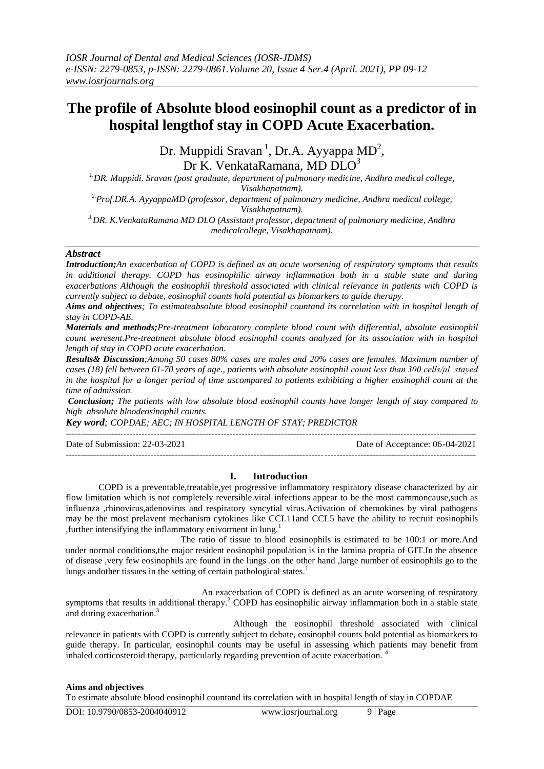# The profile of Absolute blood eosinophil count as a predictor of in hospital lengthof stay in COPD Acute Exacerbation.

Dr. Muppidi Sravan [1], Dr.A. Ayyappa MD[2], Dr K. VenkataRamana, MD DLO[3]

[1.] DR. Muppidi. Sravan (post graduate, department of pulmonary medicine, Andhra medical college, Visakhapatnam).

[2.] Prof.DR.A. AyyappaMD (professor, department of pulmonary medicine, Andhra medical college, Visakhapatnam).

[3.] DR. K.VenkataRamana MD DLO (Assistant professor, department of pulmonary medicine, Andhra medicalcollege, Visakhapatnam).

## *Abstract*

***Introduction;****An exacerbation of COPD is defined as an acute worsening of respiratory symptoms that results in additional therapy. COPD has eosinophilic airway inflammation both in a stable state and during exacerbations Although the eosinophil threshold associated with clinical relevance in patients with COPD is currently subject to debate, eosinophil counts hold potential as biomarkers to guide therapy.*

***Aims and objectives****; To estimateabsolute blood eosinophil countand its correlation with in hospital length of stay in COPD-AE.*

***Materials and methods;****Pre-treatment laboratory complete blood count with differential, absolute eosinophil count weresent.Pre-treatment absolute blood eosinophil counts analyzed for its association with in hospital length of stay in COPD acute exacerbation.*

***Results& Discussion****;Among 50 cases 80% cases are males and 20% cases are females. Maximum number of cases (18) fell between 61-70 years of age., patients with absolute eosinophil count less than 300 cells/µl stayed in the hospital for a longer period of time ascompared to patients exhibiting a higher eosinophil count at the time of admission.*

***Conclusion;*** *The patients with low absolute blood eosinophil counts have longer length of stay compared to high absolute bloodeosinophil counts.*

***Key word****; COPDAE; AEC; IN HOSPITAL LENGTH OF STAY; PREDICTOR*

Date of Submission: 22-03-2021 Date of Acceptance: 06-04-2021

## I. Introduction

COPD is a preventable,treatable,yet progressive inflammatory respiratory disease characterized by air flow limitation which is not completely reversible.viral infections appear to be the most cammoncause,such as influenza ,rhinovirus,adenovirus and respiratory syncytial virus.Activation of chemokines by viral pathogens may be the most prelavent mechanism cytokines like CCL11and CCL5 have the ability to recruit eosinophils ,further intensifying the inflammatory enivorment in lung.[1]

The ratio of tissue to blood eosinophils is estimated to be 100:1 or more.And under normal conditions,the major resident eosinophil population is in the lamina propria of GIT.In the absence of disease ,very few eosinophils are found in the lungs .on the other hand ,large number of eosinophils go to the lungs andother tissues in the setting of certain pathological states.[1]

An exacerbation of COPD is defined as an acute worsening of respiratory symptoms that results in additional therapy.[2] COPD has eosinophilic airway inflammation both in a stable state and during exacerbation.[3]

Although the eosinophil threshold associated with clinical relevance in patients with COPD is currently subject to debate, eosinophil counts hold potential as biomarkers to guide therapy. In particular, eosinophil counts may be useful in assessing which patients may benefit from inhaled corticosteroid therapy, particularly regarding prevention of acute exacerbation. [4]

**Aims and objectives**

To estimate absolute blood eosinophil countand its correlation with in hospital length of stay in COPDAE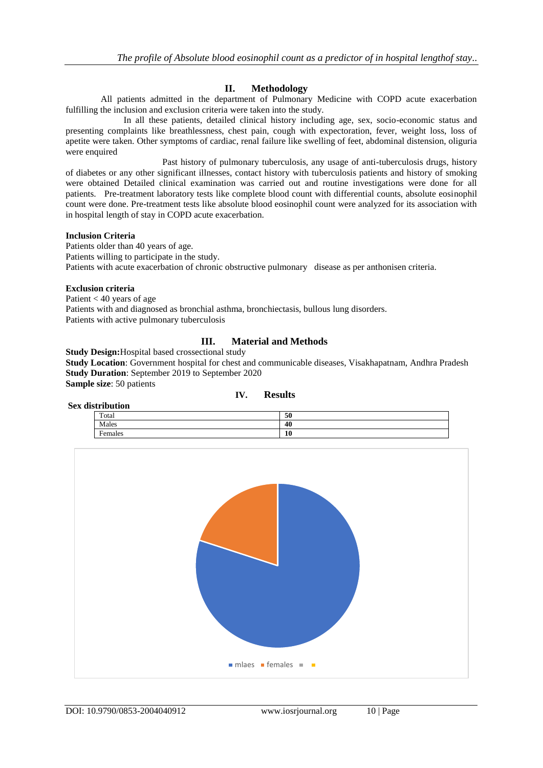## II. Methodology

All patients admitted in the department of Pulmonary Medicine with COPD acute exacerbation fulfilling the inclusion and exclusion criteria were taken into the study.

In all these patients, detailed clinical history including age, sex, socio-economic status and presenting complaints like breathlessness, chest pain, cough with expectoration, fever, weight loss, loss of apetite were taken. Other symptoms of cardiac, renal failure like swelling of feet, abdominal distension, oliguria were enquired

Past history of pulmonary tuberculosis, any usage of anti-tuberculosis drugs, history of diabetes or any other significant illnesses, contact history with tuberculosis patients and history of smoking were obtained Detailed clinical examination was carried out and routine investigations were done for all patients. Pre-treatment laboratory tests like complete blood count with differential counts, absolute eosinophil count were done. Pre-treatment tests like absolute blood eosinophil count were analyzed for its association with in hospital length of stay in COPD acute exacerbation.

**Inclusion Criteria**

Patients older than 40 years of age.
Patients willing to participate in the study.
Patients with acute exacerbation of chronic obstructive pulmonary disease as per anthonisen criteria.

**Exclusion criteria**

Patient < 40 years of age
Patients with and diagnosed as bronchial asthma, bronchiectasis, bullous lung disorders.
Patients with active pulmonary tuberculosis

## III. Material and Methods

**Study Design:** Hospital based crossectional study
**Study Location**: Government hospital for chest and communicable diseases, Visakhapatnam, Andhra Pradesh
**Study Duration**: September 2019 to September 2020
**Sample size**: 50 patients

## IV. Results

**Sex distribution**

| | |
|---|---|
| Total | **50** |
| Males | **40** |
| Females | **10** |

mlaes
females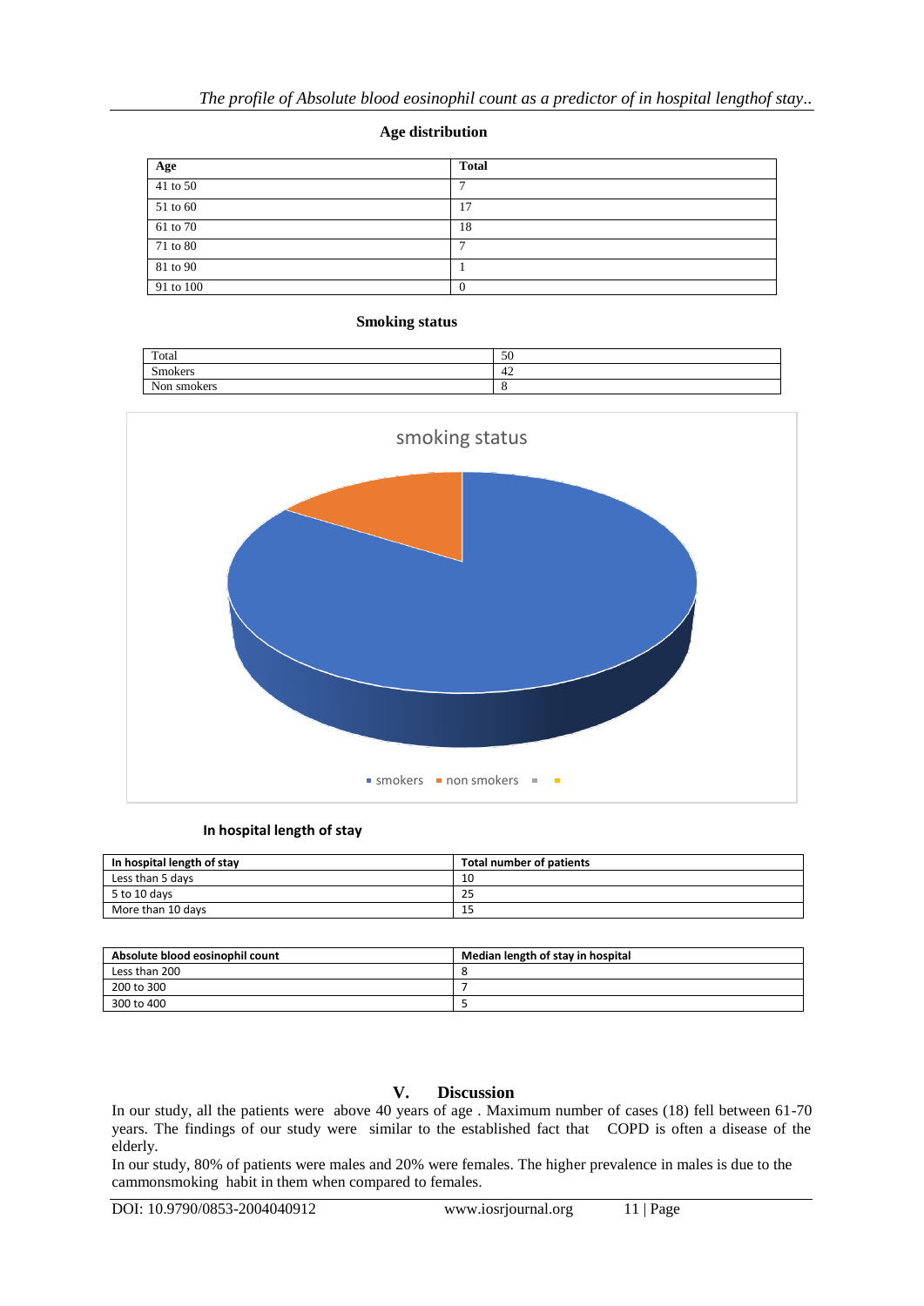### Age distribution

| Age | Total |
|---|---|
| 41 to 50 | 7 |
| 51 to 60 | 17 |
| 61 to 70 | 18 |
| 71 to 80 | 7 |
| 81 to 90 | 1 |
| 91 to 100 | 0 |

### Smoking status

| | |
|---|---|
| Total | 50 |
| Smokers | 42 |
| Non smokers | 8 |

smoking status

smokers
non smokers

### In hospital length of stay

| In hospital length of stay | Total number of patients |
|---|---|
| Less than 5 days | 10 |
| 5 to 10 days | 25 |
| More than 10 days | 15 |

| Absolute blood eosinophil count | Median length of stay in hospital |
|---|---|
| Less than 200 | 8 |
| 200 to 300 | 7 |
| 300 to 400 | 5 |

## V. Discussion

In our study, all the patients were above 40 years of age . Maximum number of cases (18) fell between 61-70 years. The findings of our study were similar to the established fact that COPD is often a disease of the elderly.

In our study, 80% of patients were males and 20% were females. The higher prevalence in males is due to the cammonsmoking habit in them when compared to females.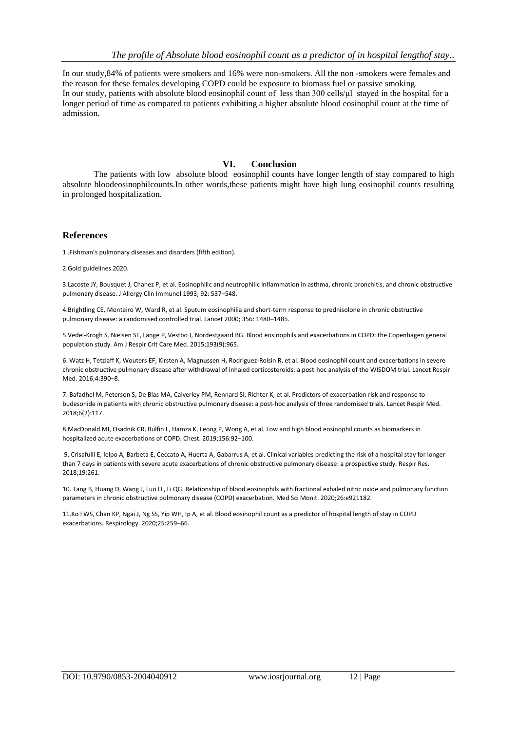In our study,84% of patients were smokers and 16% were non-smokers. All the non -smokers were females and the reason for these females developing COPD could be exposure to biomass fuel or passive smoking.
In our study, patients with absolute blood eosinophil count of less than 300 cells/μl stayed in the hospital for a longer period of time as compared to patients exhibiting a higher absolute blood eosinophil count at the time of admission.

## VI. Conclusion

The patients with low absolute blood eosinophil counts have longer length of stay compared to high absolute bloodeosinophilcounts.In other words,these patients might have high lung eosinophil counts resulting in prolonged hospitalization.

## References

1 .Fishman's pulmonary diseases and disorders (fifth edition).

2.Gold guidelines 2020.

3.Lacoste JY, Bousquet J, Chanez P, et al. Eosinophilic and neutrophilic inflammation in asthma, chronic bronchitis, and chronic obstructive pulmonary disease. J Allergy Clin Immunol 1993; 92: 537–548.

4.Brightling CE, Monteiro W, Ward R, et al. Sputum eosinophilia and short-term response to prednisolone in chronic obstructive pulmonary disease: a randomised controlled trial. Lancet 2000; 356: 1480–1485.

5.Vedel-Krogh S, Nielsen SF, Lange P, Vestbo J, Nordestgaard BG. Blood eosinophils and exacerbations in COPD: the Copenhagen general population study. Am J Respir Crit Care Med. 2015;193(9):965.

6. Watz H, Tetzlaff K, Wouters EF, Kirsten A, Magnussen H, Rodriguez-Roisin R, et al. Blood eosinophil count and exacerbations in severe chronic obstructive pulmonary disease after withdrawal of inhaled corticosteroids: a post-hoc analysis of the WISDOM trial. Lancet Respir Med. 2016;4:390–8.

7. Bafadhel M, Peterson S, De Blas MA, Calverley PM, Rennard SI, Richter K, et al. Predictors of exacerbation risk and response to budesonide in patients with chronic obstructive pulmonary disease: a post-hoc analysis of three randomised trials. Lancet Respir Med. 2018;6(2):117.

8.MacDonald MI, Osadnik CR, Bulfin L, Hamza K, Leong P, Wong A, et al. Low and high blood eosinophil counts as biomarkers in hospitalized acute exacerbations of COPD. Chest. 2019;156:92–100.

9. Crisafulli E, Ielpo A, Barbeta E, Ceccato A, Huerta A, Gabarrus A, et al. Clinical variables predicting the risk of a hospital stay for longer than 7 days in patients with severe acute exacerbations of chronic obstructive pulmonary disease: a prospective study. Respir Res. 2018;19:261.

10. Tang B, Huang D, Wang J, Luo LL, Li QG. Relationship of blood eosinophils with fractional exhaled nitric oxide and pulmonary function parameters in chronic obstructive pulmonary disease (COPD) exacerbation. Med Sci Monit. 2020;26:e921182.

11.Ko FWS, Chan KP, Ngai J, Ng SS, Yip WH, Ip A, et al. Blood eosinophil count as a predictor of hospital length of stay in COPD exacerbations. Respirology. 2020;25:259–66.